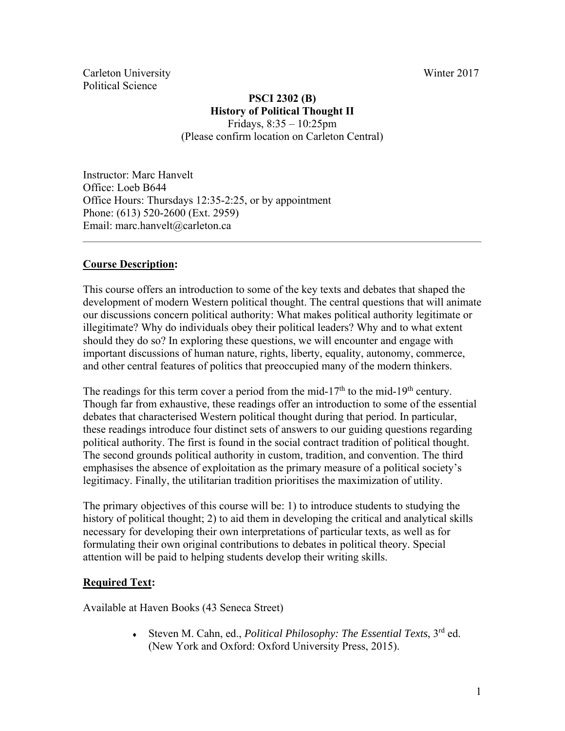Carleton University Winter 2017
Political Science

**PSCI 2302 (B)**
**History of Political Thought II**
Fridays, 8:35 – 10:25pm
(Please confirm location on Carleton Central)

Instructor: Marc Hanvelt
Office: Loeb B644
Office Hours: Thursdays 12:35-2:25, or by appointment
Phone: (613) 520-2600 (Ext. 2959)
Email: marc.hanvelt@carleton.ca

---

## Course Description:

This course offers an introduction to some of the key texts and debates that shaped the development of modern Western political thought. The central questions that will animate our discussions concern political authority: What makes political authority legitimate or illegitimate? Why do individuals obey their political leaders? Why and to what extent should they do so? In exploring these questions, we will encounter and engage with important discussions of human nature, rights, liberty, equality, autonomy, commerce, and other central features of politics that preoccupied many of the modern thinkers.

The readings for this term cover a period from the mid-17th to the mid-19th century. Though far from exhaustive, these readings offer an introduction to some of the essential debates that characterised Western political thought during that period. In particular, these readings introduce four distinct sets of answers to our guiding questions regarding political authority. The first is found in the social contract tradition of political thought. The second grounds political authority in custom, tradition, and convention. The third emphasises the absence of exploitation as the primary measure of a political society's legitimacy. Finally, the utilitarian tradition prioritises the maximization of utility.

The primary objectives of this course will be: 1) to introduce students to studying the history of political thought; 2) to aid them in developing the critical and analytical skills necessary for developing their own interpretations of particular texts, as well as for formulating their own original contributions to debates in political theory. Special attention will be paid to helping students develop their writing skills.

## Required Text:

Available at Haven Books (43 Seneca Street)

- Steven M. Cahn, ed., *Political Philosophy: The Essential Texts*, 3rd ed. (New York and Oxford: Oxford University Press, 2015).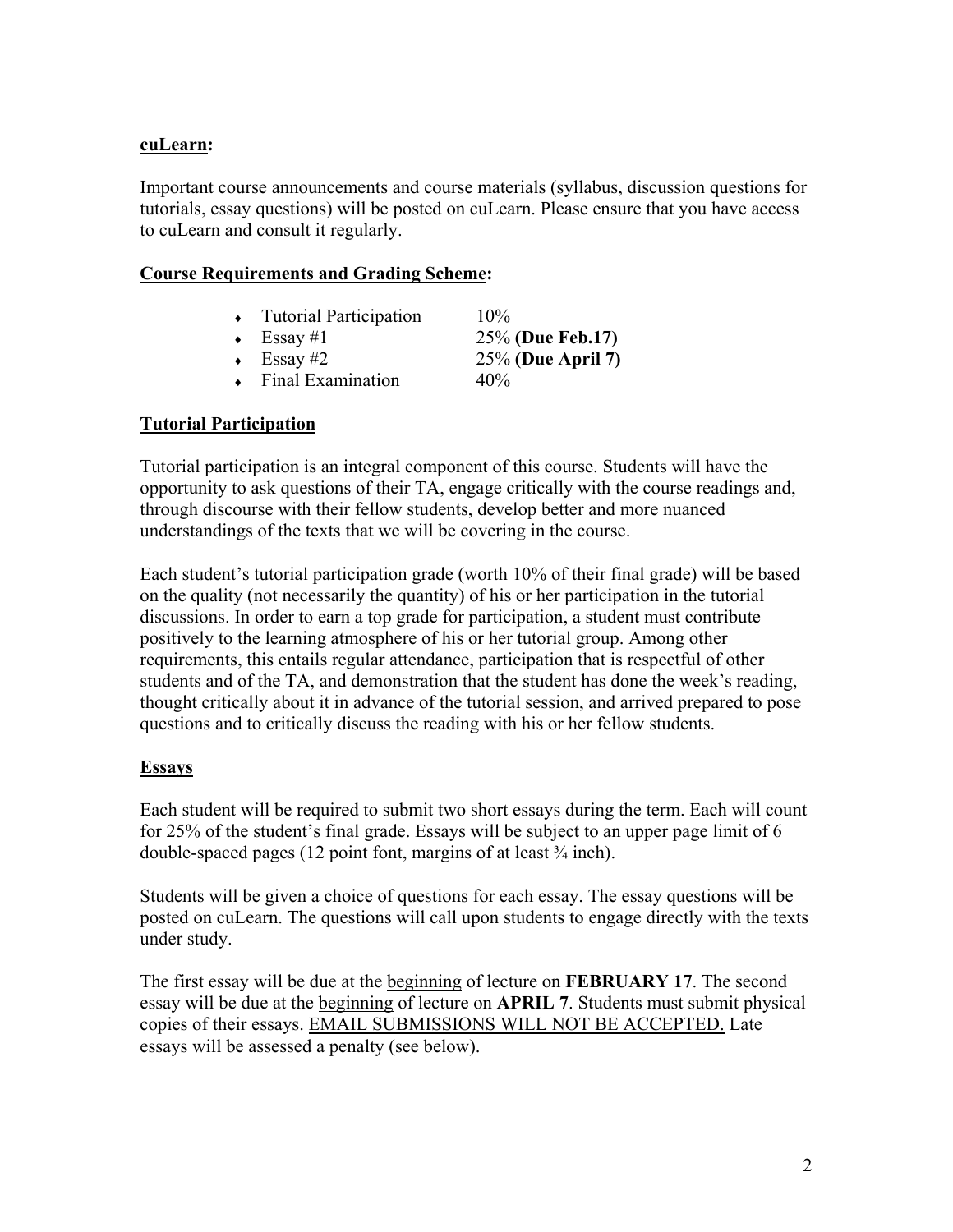**cuLearn:**

Important course announcements and course materials (syllabus, discussion questions for tutorials, essay questions) will be posted on cuLearn. Please ensure that you have access to cuLearn and consult it regularly.

**Course Requirements and Grading Scheme:**

- Tutorial Participation 10%
- Essay #1 25% **(Due Feb.17)**
- Essay #2 25% **(Due April 7)**
- Final Examination 40%

**Tutorial Participation**

Tutorial participation is an integral component of this course. Students will have the opportunity to ask questions of their TA, engage critically with the course readings and, through discourse with their fellow students, develop better and more nuanced understandings of the texts that we will be covering in the course.

Each student's tutorial participation grade (worth 10% of their final grade) will be based on the quality (not necessarily the quantity) of his or her participation in the tutorial discussions. In order to earn a top grade for participation, a student must contribute positively to the learning atmosphere of his or her tutorial group. Among other requirements, this entails regular attendance, participation that is respectful of other students and of the TA, and demonstration that the student has done the week's reading, thought critically about it in advance of the tutorial session, and arrived prepared to pose questions and to critically discuss the reading with his or her fellow students.

**Essays**

Each student will be required to submit two short essays during the term. Each will count for 25% of the student's final grade. Essays will be subject to an upper page limit of 6 double-spaced pages (12 point font, margins of at least ¾ inch).

Students will be given a choice of questions for each essay. The essay questions will be posted on cuLearn. The questions will call upon students to engage directly with the texts under study.

The first essay will be due at the beginning of lecture on **FEBRUARY 17**. The second essay will be due at the beginning of lecture on **APRIL 7**. Students must submit physical copies of their essays. EMAIL SUBMISSIONS WILL NOT BE ACCEPTED. Late essays will be assessed a penalty (see below).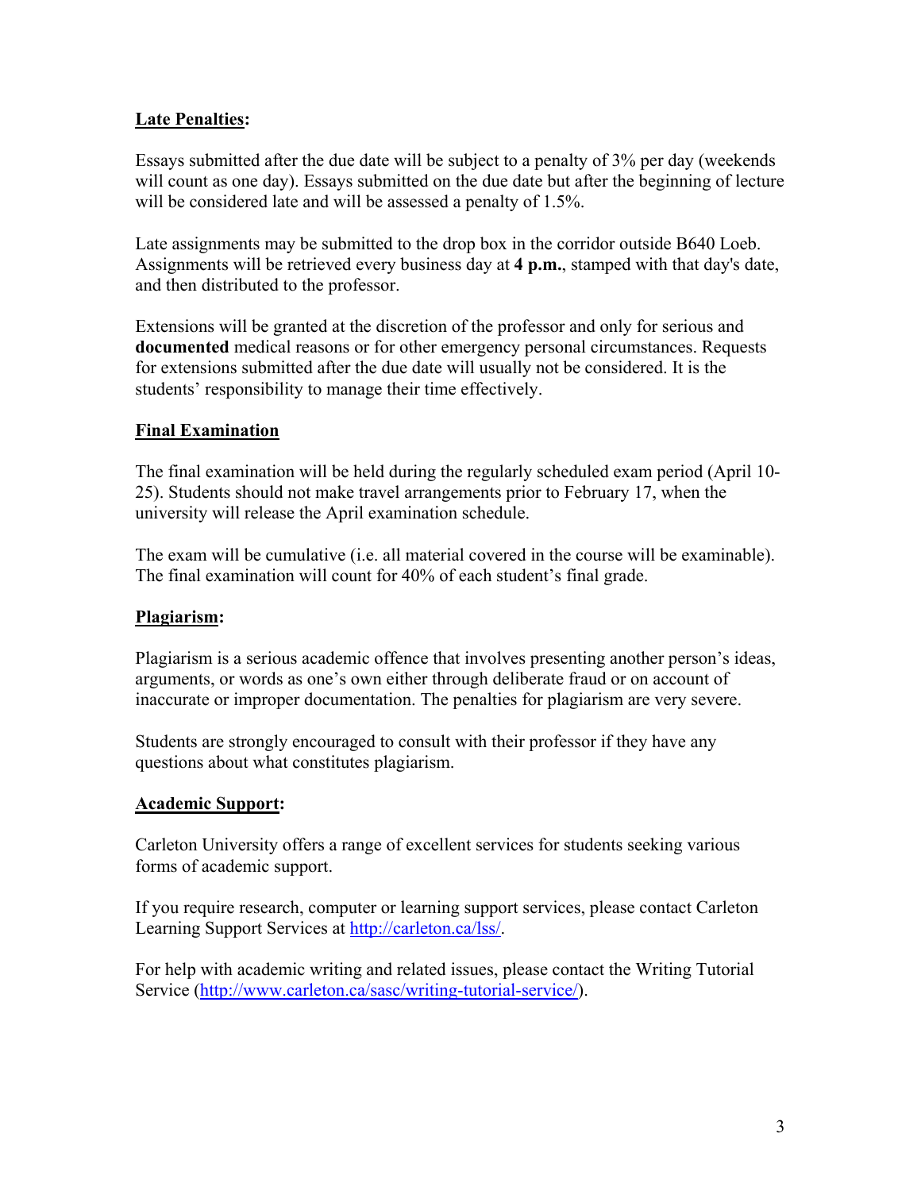**Late Penalties:**

Essays submitted after the due date will be subject to a penalty of 3% per day (weekends will count as one day). Essays submitted on the due date but after the beginning of lecture will be considered late and will be assessed a penalty of 1.5%.

Late assignments may be submitted to the drop box in the corridor outside B640 Loeb. Assignments will be retrieved every business day at **4 p.m.**, stamped with that day's date, and then distributed to the professor.

Extensions will be granted at the discretion of the professor and only for serious and **documented** medical reasons or for other emergency personal circumstances. Requests for extensions submitted after the due date will usually not be considered. It is the students' responsibility to manage their time effectively.

**Final Examination**

The final examination will be held during the regularly scheduled exam period (April 10-25). Students should not make travel arrangements prior to February 17, when the university will release the April examination schedule.

The exam will be cumulative (i.e. all material covered in the course will be examinable). The final examination will count for 40% of each student's final grade.

**Plagiarism:**

Plagiarism is a serious academic offence that involves presenting another person's ideas, arguments, or words as one's own either through deliberate fraud or on account of inaccurate or improper documentation. The penalties for plagiarism are very severe.

Students are strongly encouraged to consult with their professor if they have any questions about what constitutes plagiarism.

**Academic Support:**

Carleton University offers a range of excellent services for students seeking various forms of academic support.

If you require research, computer or learning support services, please contact Carleton Learning Support Services at [http://carleton.ca/lss/](http://carleton.ca/lss/).

For help with academic writing and related issues, please contact the Writing Tutorial Service ([http://www.carleton.ca/sasc/writing-tutorial-service/](http://www.carleton.ca/sasc/writing-tutorial-service/)).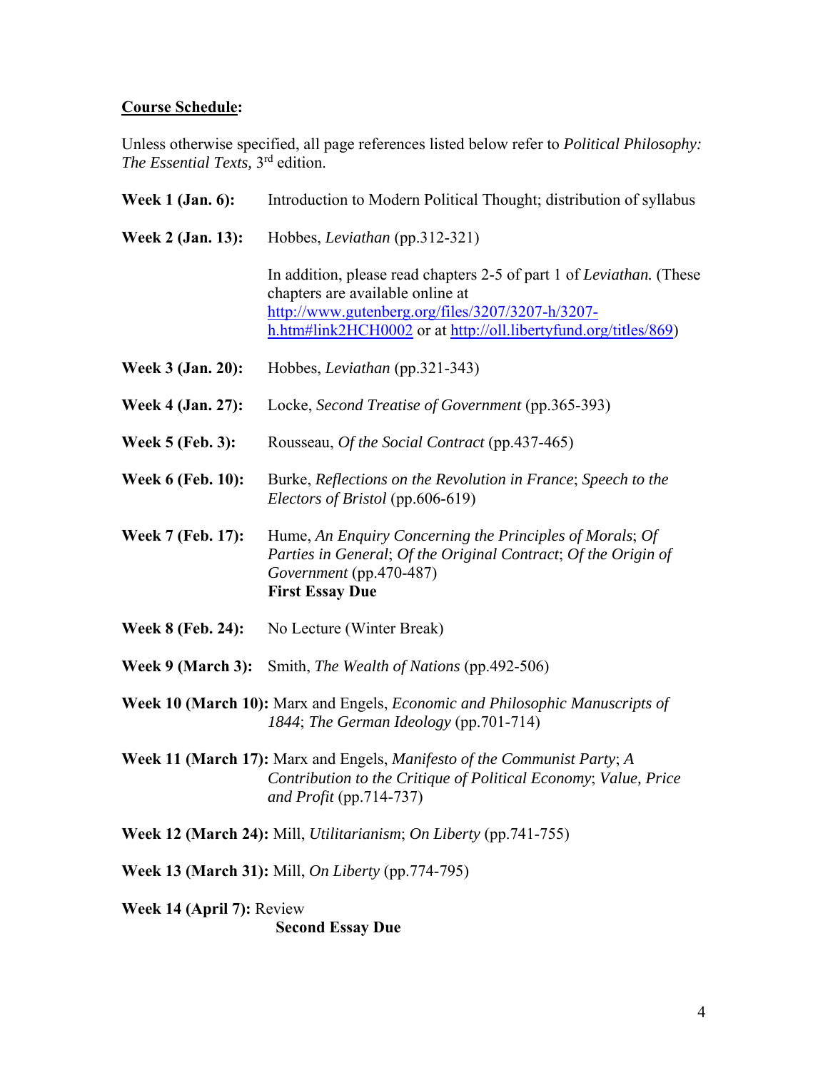**Course Schedule:**

Unless otherwise specified, all page references listed below refer to *Political Philosophy: The Essential Texts,* 3rd edition.

**Week 1 (Jan. 6):** Introduction to Modern Political Thought; distribution of syllabus

**Week 2 (Jan. 13):** Hobbes, *Leviathan* (pp.312-321)

In addition, please read chapters 2-5 of part 1 of *Leviathan.* (These chapters are available online at http://www.gutenberg.org/files/3207/3207-h/3207-h.htm#link2HCH0002 or at http://oll.libertyfund.org/titles/869)

**Week 3 (Jan. 20):** Hobbes, *Leviathan* (pp.321-343)

**Week 4 (Jan. 27):** Locke, *Second Treatise of Government* (pp.365-393)

**Week 5 (Feb. 3):** Rousseau, *Of the Social Contract* (pp.437-465)

**Week 6 (Feb. 10):** Burke, *Reflections on the Revolution in France*; *Speech to the Electors of Bristol* (pp.606-619)

**Week 7 (Feb. 17):** Hume, *An Enquiry Concerning the Principles of Morals*; *Of Parties in General*; *Of the Original Contract*; *Of the Origin of Government* (pp.470-487)
**First Essay Due**

**Week 8 (Feb. 24):** No Lecture (Winter Break)

**Week 9 (March 3):** Smith, *The Wealth of Nations* (pp.492-506)

**Week 10 (March 10):** Marx and Engels, *Economic and Philosophic Manuscripts of 1844*; *The German Ideology* (pp.701-714)

**Week 11 (March 17):** Marx and Engels, *Manifesto of the Communist Party*; *A Contribution to the Critique of Political Economy*; *Value, Price and Profit* (pp.714-737)

**Week 12 (March 24):** Mill, *Utilitarianism*; *On Liberty* (pp.741-755)

**Week 13 (March 31):** Mill, *On Liberty* (pp.774-795)

**Week 14 (April 7):** Review
**Second Essay Due**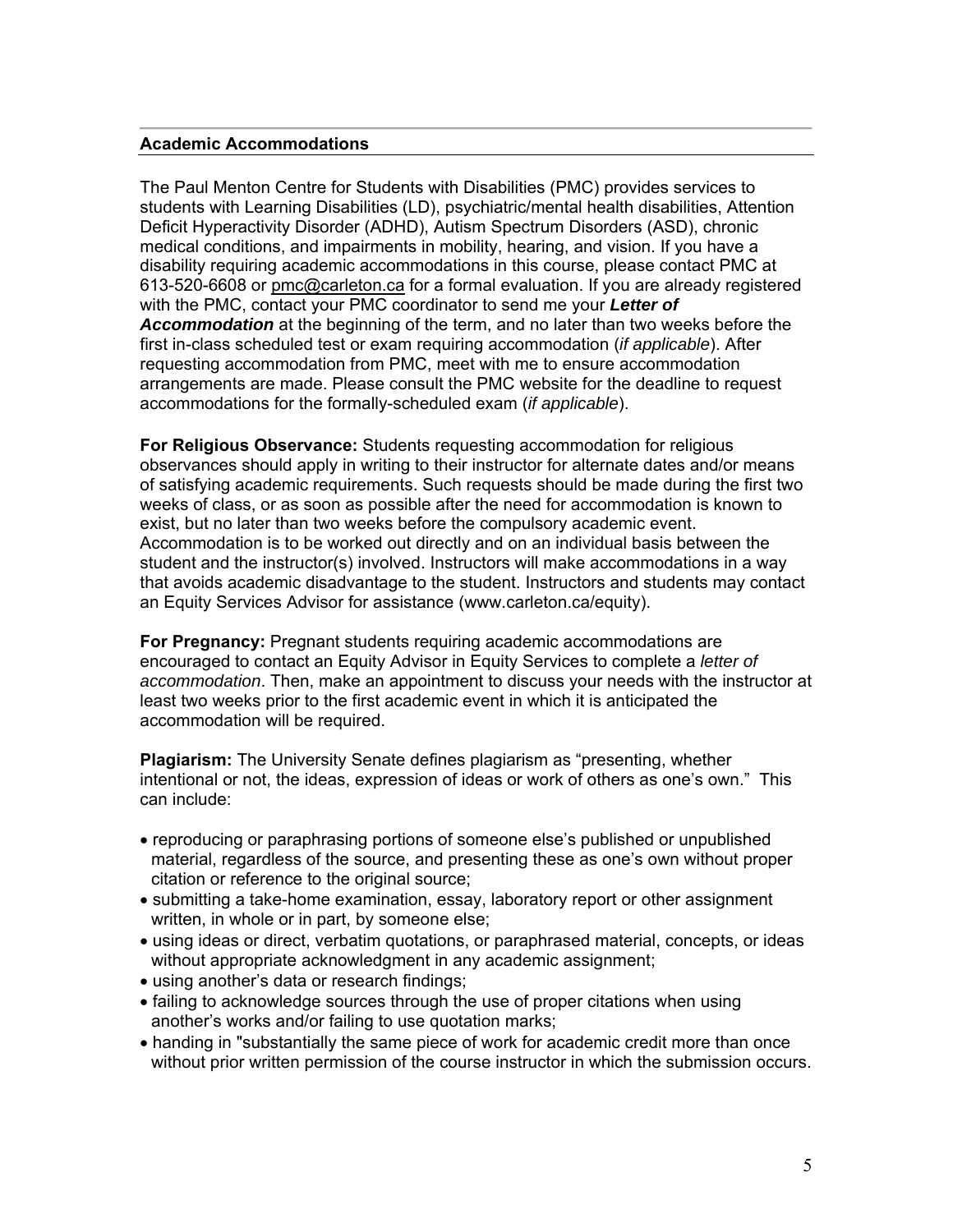## Academic Accommodations

The Paul Menton Centre for Students with Disabilities (PMC) provides services to students with Learning Disabilities (LD), psychiatric/mental health disabilities, Attention Deficit Hyperactivity Disorder (ADHD), Autism Spectrum Disorders (ASD), chronic medical conditions, and impairments in mobility, hearing, and vision. If you have a disability requiring academic accommodations in this course, please contact PMC at 613-520-6608 or pmc@carleton.ca for a formal evaluation. If you are already registered with the PMC, contact your PMC coordinator to send me your ***Letter of Accommodation*** at the beginning of the term, and no later than two weeks before the first in-class scheduled test or exam requiring accommodation (*if applicable*). After requesting accommodation from PMC, meet with me to ensure accommodation arrangements are made. Please consult the PMC website for the deadline to request accommodations for the formally-scheduled exam (*if applicable*).

**For Religious Observance:** Students requesting accommodation for religious observances should apply in writing to their instructor for alternate dates and/or means of satisfying academic requirements. Such requests should be made during the first two weeks of class, or as soon as possible after the need for accommodation is known to exist, but no later than two weeks before the compulsory academic event. Accommodation is to be worked out directly and on an individual basis between the student and the instructor(s) involved. Instructors will make accommodations in a way that avoids academic disadvantage to the student. Instructors and students may contact an Equity Services Advisor for assistance (www.carleton.ca/equity).

**For Pregnancy:** Pregnant students requiring academic accommodations are encouraged to contact an Equity Advisor in Equity Services to complete a *letter of accommodation*. Then, make an appointment to discuss your needs with the instructor at least two weeks prior to the first academic event in which it is anticipated the accommodation will be required.

**Plagiarism:** The University Senate defines plagiarism as "presenting, whether intentional or not, the ideas, expression of ideas or work of others as one's own." This can include:

- reproducing or paraphrasing portions of someone else's published or unpublished material, regardless of the source, and presenting these as one's own without proper citation or reference to the original source;
- submitting a take-home examination, essay, laboratory report or other assignment written, in whole or in part, by someone else;
- using ideas or direct, verbatim quotations, or paraphrased material, concepts, or ideas without appropriate acknowledgment in any academic assignment;
- using another's data or research findings;
- failing to acknowledge sources through the use of proper citations when using another's works and/or failing to use quotation marks;
- handing in "substantially the same piece of work for academic credit more than once without prior written permission of the course instructor in which the submission occurs.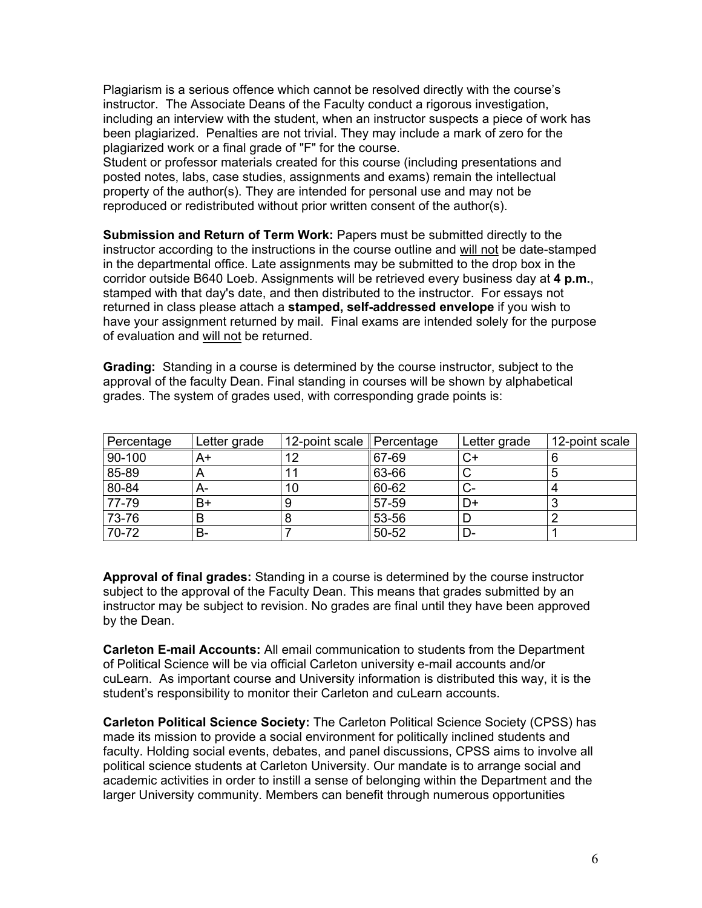Plagiarism is a serious offence which cannot be resolved directly with the course's instructor. The Associate Deans of the Faculty conduct a rigorous investigation, including an interview with the student, when an instructor suspects a piece of work has been plagiarized. Penalties are not trivial. They may include a mark of zero for the plagiarized work or a final grade of "F" for the course.
Student or professor materials created for this course (including presentations and posted notes, labs, case studies, assignments and exams) remain the intellectual property of the author(s). They are intended for personal use and may not be reproduced or redistributed without prior written consent of the author(s).

**Submission and Return of Term Work:** Papers must be submitted directly to the instructor according to the instructions in the course outline and will not be date-stamped in the departmental office. Late assignments may be submitted to the drop box in the corridor outside B640 Loeb. Assignments will be retrieved every business day at **4 p.m.**, stamped with that day's date, and then distributed to the instructor. For essays not returned in class please attach a **stamped, self-addressed envelope** if you wish to have your assignment returned by mail. Final exams are intended solely for the purpose of evaluation and will not be returned.

**Grading:** Standing in a course is determined by the course instructor, subject to the approval of the faculty Dean. Final standing in courses will be shown by alphabetical grades. The system of grades used, with corresponding grade points is:

| Percentage | Letter grade | 12-point scale | Percentage | Letter grade | 12-point scale |
|---|---|---|---|---|---|
| 90-100 | A+ | 12 | 67-69 | C+ | 6 |
| 85-89 | A | 11 | 63-66 | C | 5 |
| 80-84 | A- | 10 | 60-62 | C- | 4 |
| 77-79 | B+ | 9 | 57-59 | D+ | 3 |
| 73-76 | B | 8 | 53-56 | D | 2 |
| 70-72 | B- | 7 | 50-52 | D- | 1 |

**Approval of final grades:** Standing in a course is determined by the course instructor subject to the approval of the Faculty Dean. This means that grades submitted by an instructor may be subject to revision. No grades are final until they have been approved by the Dean.

**Carleton E-mail Accounts:** All email communication to students from the Department of Political Science will be via official Carleton university e-mail accounts and/or cuLearn. As important course and University information is distributed this way, it is the student's responsibility to monitor their Carleton and cuLearn accounts.

**Carleton Political Science Society:** The Carleton Political Science Society (CPSS) has made its mission to provide a social environment for politically inclined students and faculty. Holding social events, debates, and panel discussions, CPSS aims to involve all political science students at Carleton University. Our mandate is to arrange social and academic activities in order to instill a sense of belonging within the Department and the larger University community. Members can benefit through numerous opportunities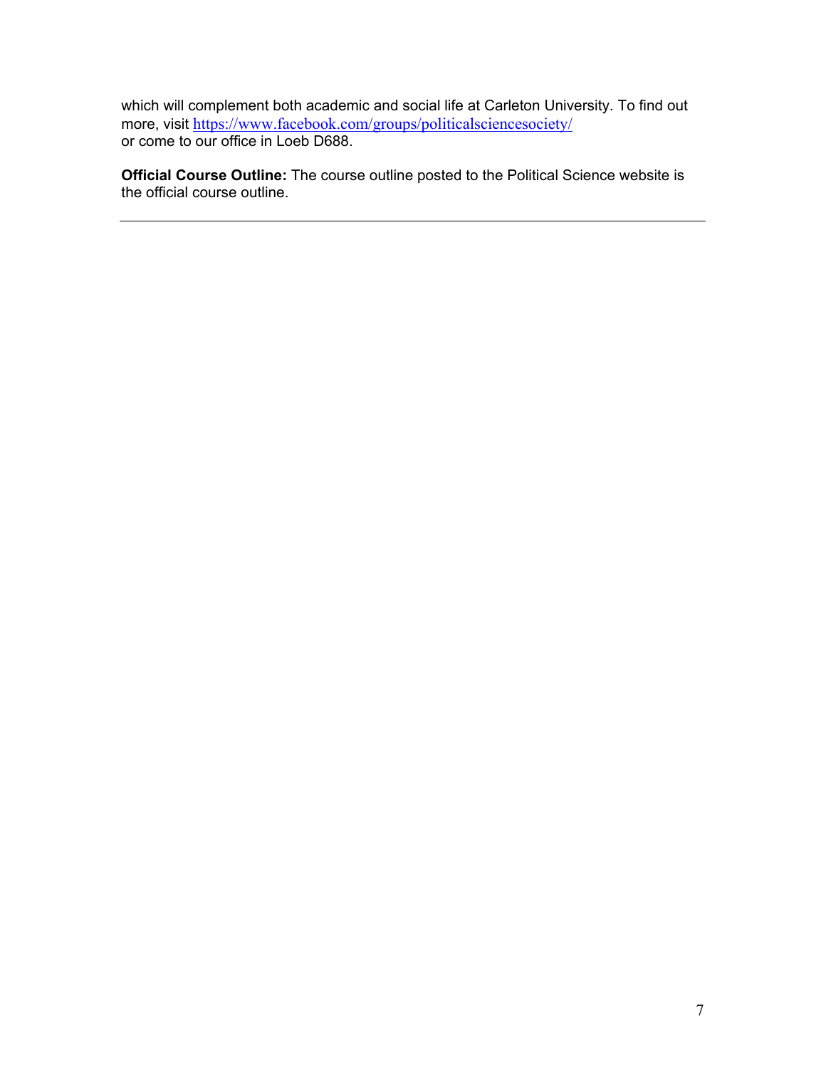which will complement both academic and social life at Carleton University. To find out more, visit https://www.facebook.com/groups/politicalsciencesociety/
or come to our office in Loeb D688.

**Official Course Outline:** The course outline posted to the Political Science website is the official course outline.

---